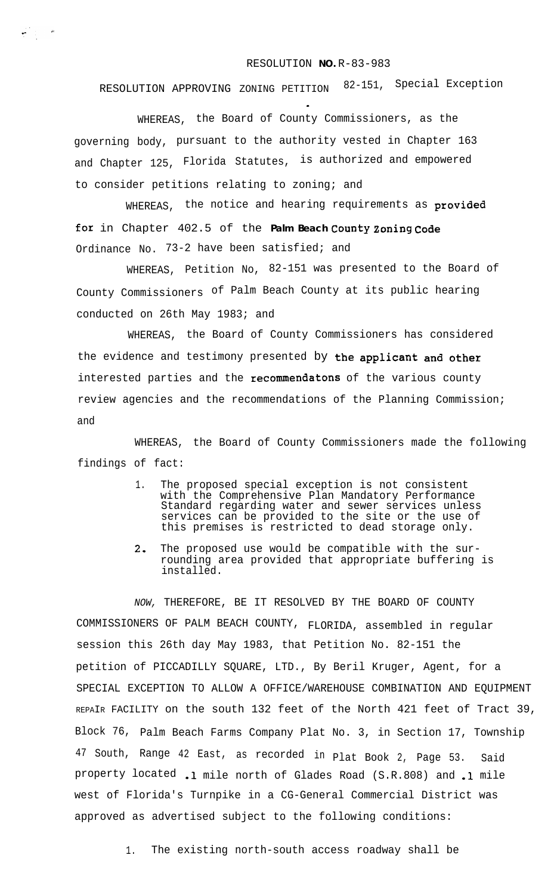RESOLUTION **NO.** R-83-983

RESOLUTION APPROVING ZONING PETITION 82-151, Special Exception

WHEREAS, the Board of County Commissioners, as the governing body, pursuant to the authority vested in Chapter 163 and Chapter 125, Florida Statutes, is authorized and empowered to consider petitions relating to zoning; and

WHEREAS, the notice and hearing requirements as provided for in Chapter 402.5 of the **Palm Beach** County Zoning Code Ordinance No. 73-2 have been satisfied; and

WHEREAS, Petition No, 82-151 was presented to the Board of County Commissioners of Palm Beach County at its public hearing conducted on 26th May 1983; and

WHEREAS, the Board of County Commissioners has considered the evidence and testimony presented by the applicant and other interested parties and the recommendatons of the various county review agencies and the recommendations of the Planning Commission; and

WHEREAS, the Board of County Commissioners made the following findings of fact:

1. The proposed special exception is not consistent with the Comprehensive Plan Mandatory Performance Standard regarding water and sewer services unless services can be provided to the site or the use of this premises is restricted to dead storage only.
2. The proposed use would be compatible with the surrounding area provided that appropriate buffering is installed.

*NOW,* THEREFORE, BE IT RESOLVED BY THE BOARD OF COUNTY COMMISSIONERS OF PALM BEACH COUNTY, FLORIDA, assembled in regular session this 26th day May 1983, that Petition No. 82-151 the petition of PICCADILLY SQUARE, LTD., By Beril Kruger, Agent, for a SPECIAL EXCEPTION TO ALLOW A OFFICE/WAREHOUSE COMBINATION AND EQUIPMENT REPAIR FACILITY on the south 132 feet of the North 421 feet of Tract 39, Block 76, Palm Beach Farms Company Plat No. 3, in Section 17, Township 47 South, Range 42 East, as recorded in Plat Book 2, Page 53. Said property located .1 mile north of Glades Road (S.R.808) and .1 mile west of Florida's Turnpike in a CG-General Commercial District was approved as advertised subject to the following conditions:

1. The existing north-south access roadway shall be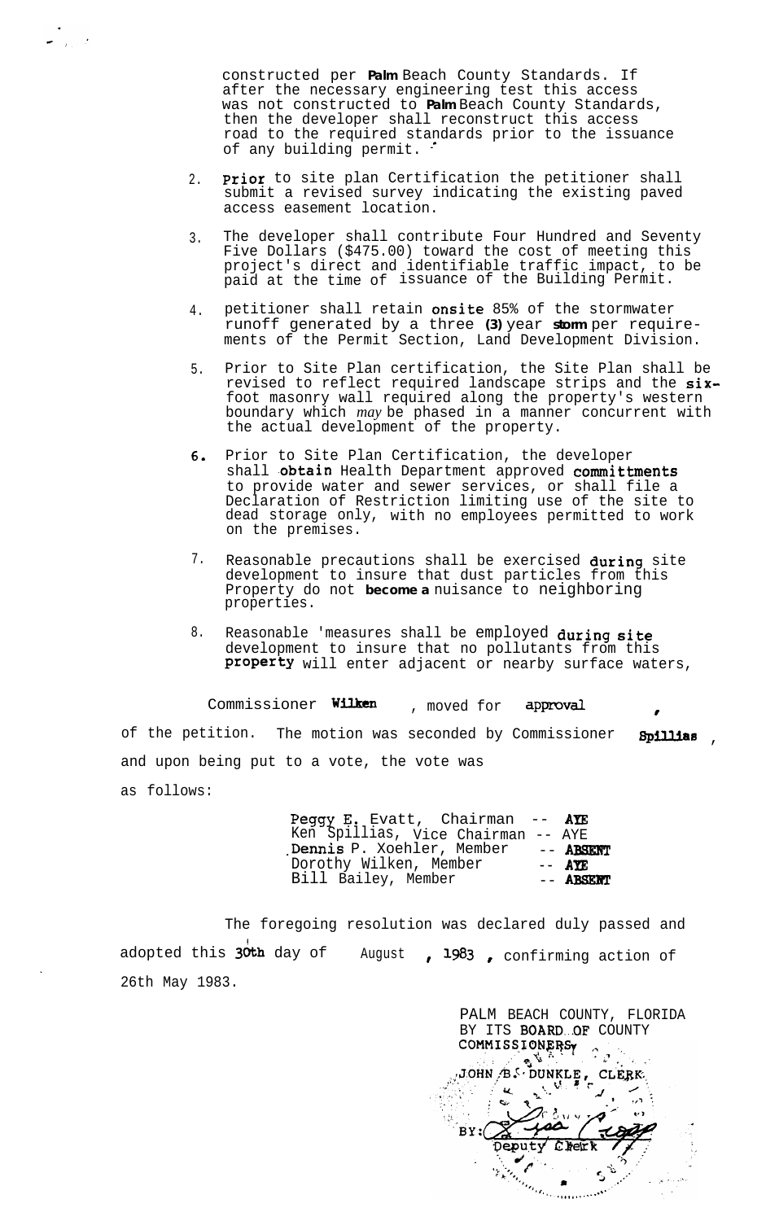constructed per Palm Beach County Standards. If after the necessary engineering test this access was not constructed to Palm Beach County Standards, then the developer shall reconstruct this access road to the required standards prior to the issuance of any building permit.

2. Prior to site plan Certification the petitioner shall submit a revised survey indicating the existing paved access easement location.

3. The developer shall contribute Four Hundred and Seventy Five Dollars ($475.00) toward the cost of meeting this project's direct and identifiable traffic impact, to be paid at the time of issuance of the Building Permit.

4. petitioner shall retain onsite 85% of the stormwater runoff generated by a three (3) year storm per requirements of the Permit Section, Land Development Division.

5. Prior to Site Plan certification, the Site Plan shall be revised to reflect required landscape strips and the six-foot masonry wall required along the property's western boundary which *may* be phased in a manner concurrent with the actual development of the property.

6. Prior to Site Plan Certification, the developer shall obtain Health Department approved committments to provide water and sewer services, or shall file a Declaration of Restriction limiting use of the site to dead storage only, with no employees permitted to work on the premises.

7. Reasonable precautions shall be exercised during site development to insure that dust particles from this Property do not become a nuisance to neighboring properties.

8. Reasonable 'measures shall be employed during site development to insure that no pollutants from this property will enter adjacent or nearby surface waters,

Commissioner Wilken, moved for approval of the petition. The motion was seconded by Commissioner Spillias, and upon being put to a vote, the vote was as follows:

| | |
|---|---|
| Peggy E. Evatt, Chairman | -- AYE |
| Ken Spillias, Vice Chairman | -- AYE |
| Dennis P. Xoehler, Member | -- ABSENT |
| Dorothy Wilken, Member | -- AYE |
| Bill Bailey, Member | -- ABSENT |

The foregoing resolution was declared duly passed and adopted this 30th day of August, 1983, confirming action of 26th May 1983.

PALM BEACH COUNTY, FLORIDA
BY ITS BOARD OF COUNTY COMMISSIONERS,

JOHN B. DUNKLE, CLERK

BY: Deputy Clerk